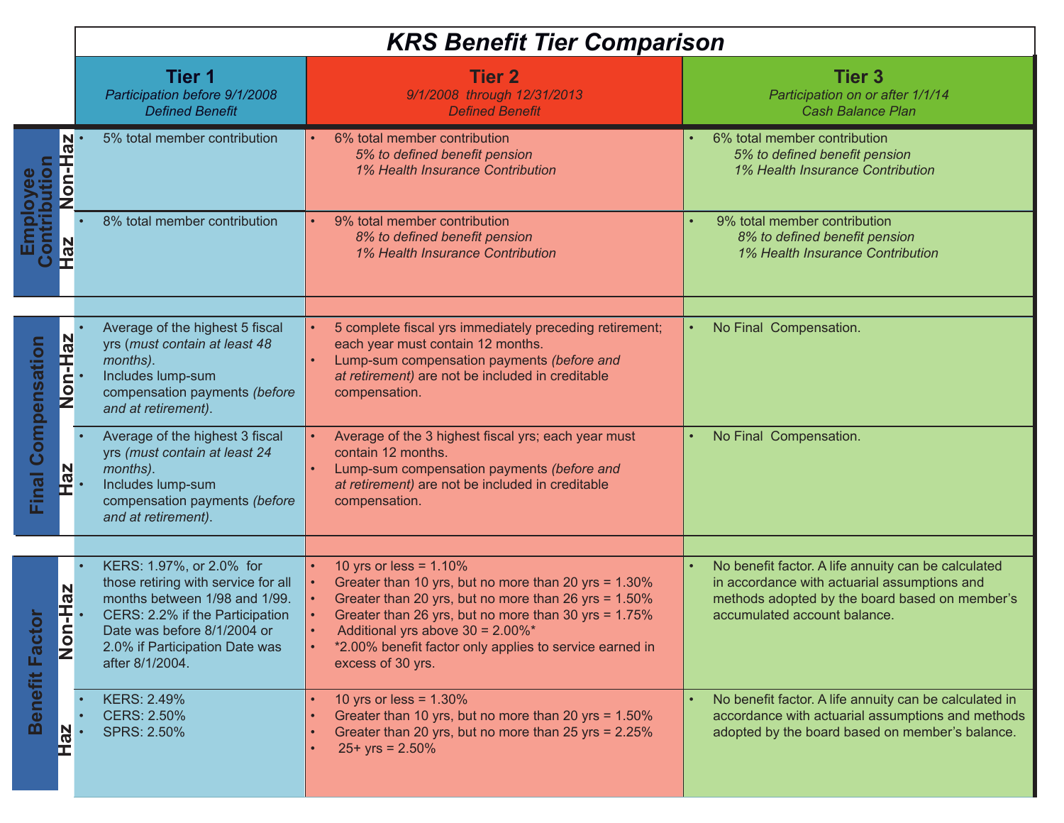# KRS Benefit Tier Comparison

| | | Tier 1<br>*Participation before 9/1/2008*<br>*Defined Benefit* | Tier 2<br>*9/1/2008 through 12/31/2013*<br>*Defined Benefit* | Tier 3<br>*Participation on or after 1/1/14*<br>*Cash Balance Plan* |
|---|---|---|---|---|
| **Employee Contribution** | **Non-Haz** | • 5% total member contribution | • 6% total member contribution<br>*5% to defined benefit pension*<br>*1% Health Insurance Contribution* | • 6% total member contribution<br>*5% to defined benefit pension*<br>*1% Health Insurance Contribution* |
| | **Haz** | • 8% total member contribution | • 9% total member contribution<br>*8% to defined benefit pension*<br>*1% Health Insurance Contribution* | • 9% total member contribution<br>*8% to defined benefit pension*<br>*1% Health Insurance Contribution* |
| **Final Compensation** | **Non-Haz** | • Average of the highest 5 fiscal yrs (*must contain at least 48 months*).<br>• Includes lump-sum compensation payments (*before and at retirement*). | • 5 complete fiscal yrs immediately preceding retirement; each year must contain 12 months.<br>• Lump-sum compensation payments *(before and at retirement)* are not be included in creditable compensation. | • No Final Compensation. |
| | **Haz** | • Average of the highest 3 fiscal yrs *(must contain at least 24 months)*.<br>• Includes lump-sum compensation payments *(before and at retirement)*. | • Average of the 3 highest fiscal yrs; each year must contain 12 months.<br>• Lump-sum compensation payments *(before and at retirement)* are not be included in creditable compensation. | • No Final Compensation. |
| **Benefit Factor** | **Non-Haz** | • KERS: 1.97%, or 2.0% for those retiring with service for all months between 1/98 and 1/99.<br>• CERS: 2.2% if the Participation Date was before 8/1/2004 or 2.0% if Participation Date was after 8/1/2004. | • 10 yrs or less = 1.10%<br>• Greater than 10 yrs, but no more than 20 yrs = 1.30%<br>• Greater than 20 yrs, but no more than 26 yrs = 1.50%<br>• Greater than 26 yrs, but no more than 30 yrs = 1.75%<br>• Additional yrs above 30 = 2.00%*<br>• *2.00% benefit factor only applies to service earned in excess of 30 yrs. | • No benefit factor. A life annuity can be calculated in accordance with actuarial assumptions and methods adopted by the board based on member's accumulated account balance. |
| | **Haz** | • KERS: 2.49%<br>• CERS: 2.50%<br>• SPRS: 2.50% | • 10 yrs or less = 1.30%<br>• Greater than 10 yrs, but no more than 20 yrs = 1.50%<br>• Greater than 20 yrs, but no more than 25 yrs = 2.25%<br>• 25+ yrs = 2.50% | • No benefit factor. A life annuity can be calculated in accordance with actuarial assumptions and methods adopted by the board based on member's balance. |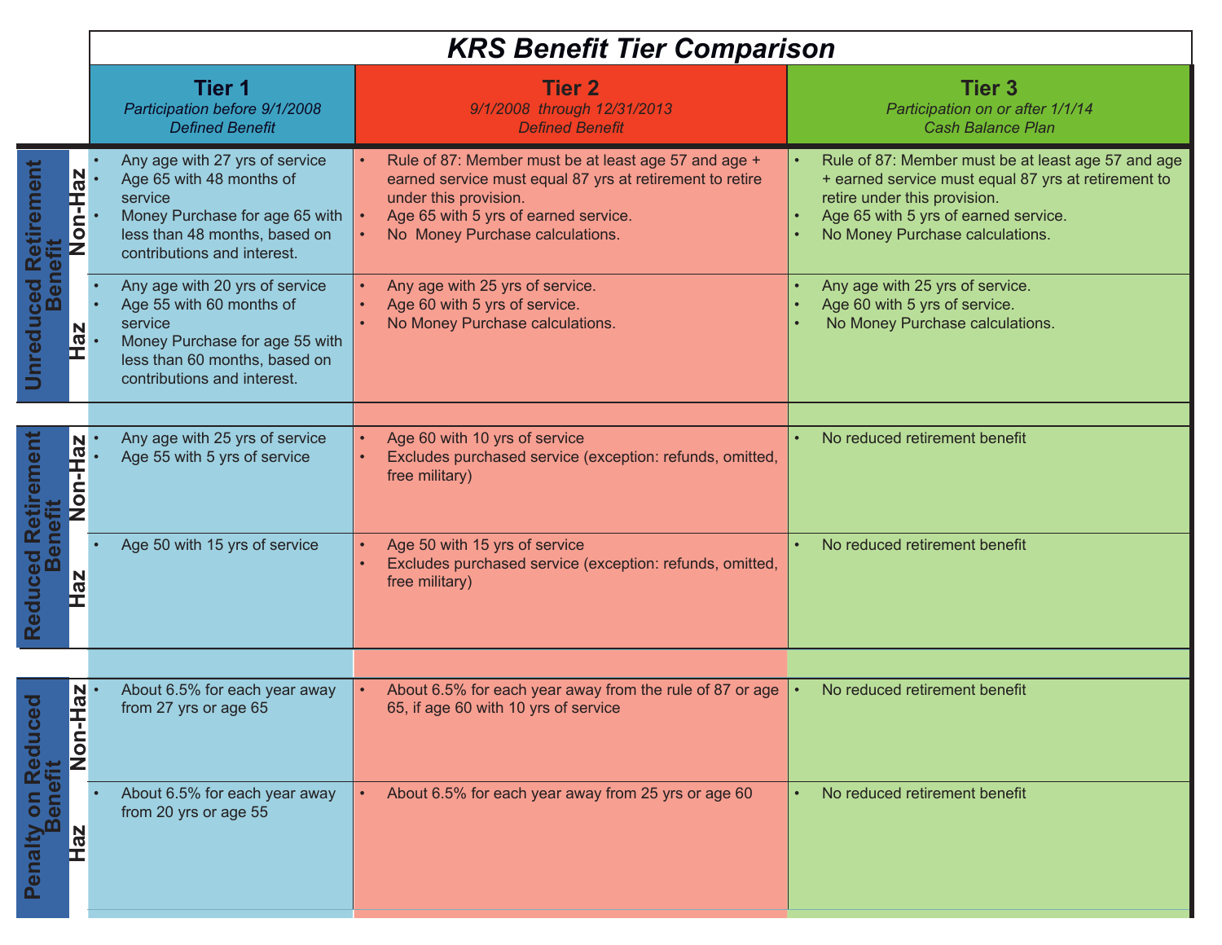# KRS Benefit Tier Comparison

| | | Tier 1<br>*Participation before 9/1/2008*<br>*Defined Benefit* | Tier 2<br>*9/1/2008 through 12/31/2013*<br>*Defined Benefit* | Tier 3<br>*Participation on or after 1/1/14*<br>*Cash Balance Plan* |
|---|---|---|---|---|
| **Unreduced Retirement Benefit** | **Non-Haz** | • Any age with 27 yrs of service<br>• Age 65 with 48 months of service<br>• Money Purchase for age 65 with less than 48 months, based on contributions and interest. | • Rule of 87: Member must be at least age 57 and age + earned service must equal 87 yrs at retirement to retire under this provision.<br>• Age 65 with 5 yrs of earned service.<br>• No Money Purchase calculations. | • Rule of 87: Member must be at least age 57 and age + earned service must equal 87 yrs at retirement to retire under this provision.<br>• Age 65 with 5 yrs of earned service.<br>• No Money Purchase calculations. |
| | **Haz** | • Any age with 20 yrs of service<br>• Age 55 with 60 months of service<br>• Money Purchase for age 55 with less than 60 months, based on contributions and interest. | • Any age with 25 yrs of service.<br>• Age 60 with 5 yrs of service.<br>• No Money Purchase calculations. | • Any age with 25 yrs of service.<br>• Age 60 with 5 yrs of service.<br>• No Money Purchase calculations. |
| **Reduced Retirement Benefit** | **Non-Haz** | • Any age with 25 yrs of service<br>• Age 55 with 5 yrs of service | • Age 60 with 10 yrs of service<br>• Excludes purchased service (exception: refunds, omitted, free military) | • No reduced retirement benefit |
| | **Haz** | • Age 50 with 15 yrs of service | • Age 50 with 15 yrs of service<br>• Excludes purchased service (exception: refunds, omitted, free military) | • No reduced retirement benefit |
| **Penalty on Reduced Benefit** | **Non-Haz** | • About 6.5% for each year away from 27 yrs or age 65 | • About 6.5% for each year away from the rule of 87 or age 65, if age 60 with 10 yrs of service | • No reduced retirement benefit |
| | **Haz** | • About 6.5% for each year away from 20 yrs or age 55 | • About 6.5% for each year away from 25 yrs or age 60 | • No reduced retirement benefit |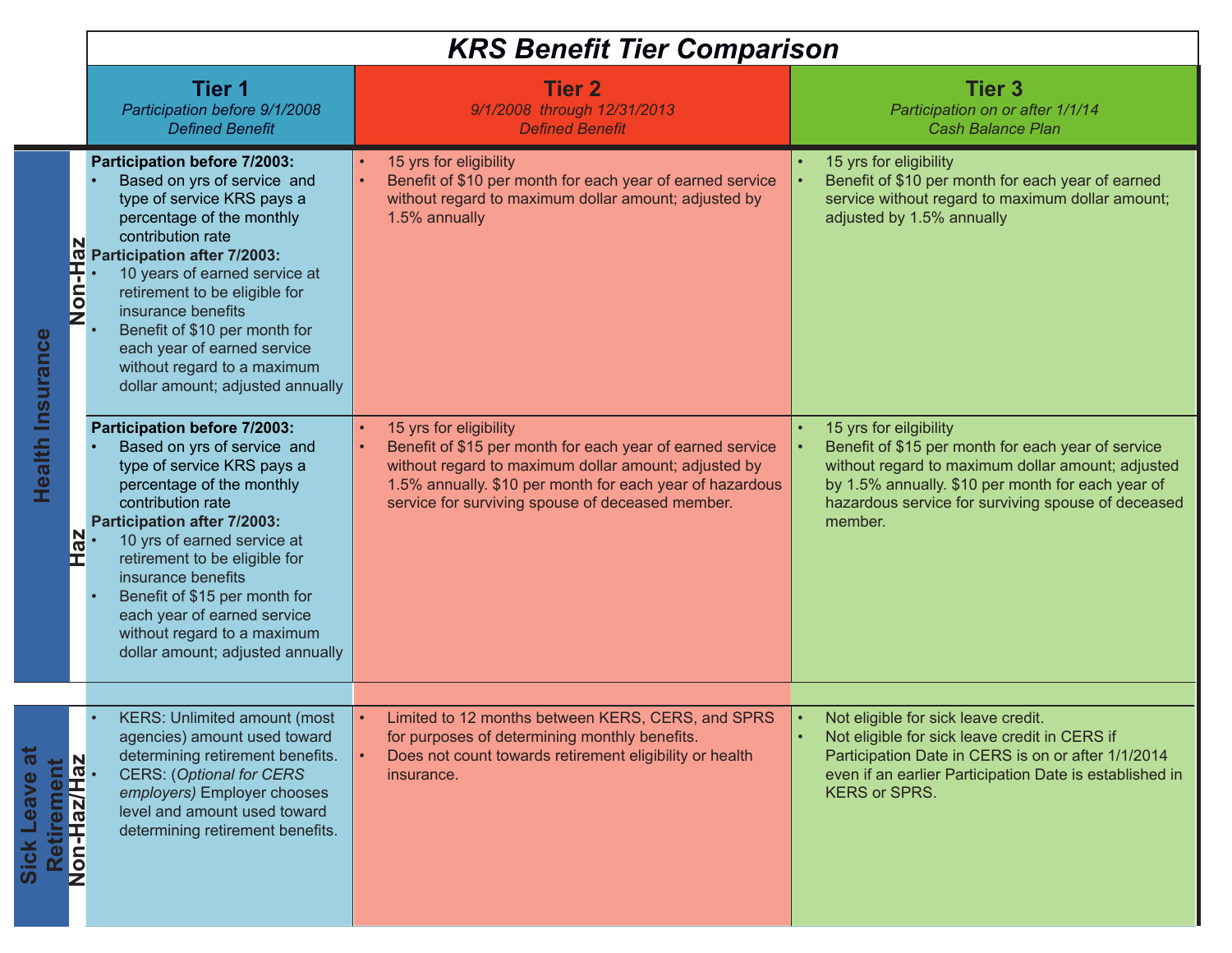# KRS Benefit Tier Comparison

| | | Tier 1<br>*Participation before 9/1/2008*<br>*Defined Benefit* | Tier 2<br>*9/1/2008 through 12/31/2013*<br>*Defined Benefit* | Tier 3<br>*Participation on or after 1/1/14*<br>*Cash Balance Plan* |
|---|---|---|---|---|
| **Health Insurance** | **Non-Haz** | **Participation before 7/2003:**<br>• Based on yrs of service and type of service KRS pays a percentage of the monthly contribution rate<br>**Participation after 7/2003:**<br>• 10 years of earned service at retirement to be eligible for insurance benefits<br>• Benefit of $10 per month for each year of earned service without regard to a maximum dollar amount; adjusted annually | • 15 yrs for eligibility<br>• Benefit of $10 per month for each year of earned service without regard to maximum dollar amount; adjusted by 1.5% annually | • 15 yrs for eligibility<br>• Benefit of $10 per month for each year of earned service without regard to maximum dollar amount; adjusted by 1.5% annually |
| | **Haz** | **Participation before 7/2003:**<br>• Based on yrs of service and type of service KRS pays a percentage of the monthly contribution rate<br>**Participation after 7/2003:**<br>• 10 yrs of earned service at retirement to be eligible for insurance benefits<br>• Benefit of $15 per month for each year of earned service without regard to a maximum dollar amount; adjusted annually | • 15 yrs for eligibility<br>• Benefit of $15 per month for each year of earned service without regard to maximum dollar amount; adjusted by 1.5% annually. $10 per month for each year of hazardous service for surviving spouse of deceased member. | • 15 yrs for eilgibility<br>• Benefit of $15 per month for each year of service without regard to maximum dollar amount; adjusted by 1.5% annually. $10 per month for each year of hazardous service for surviving spouse of deceased member. |
| **Sick Leave at Retirement** | **Non-Haz/Haz** | • KERS: Unlimited amount (most agencies) amount used toward determining retirement benefits.<br>• CERS: (*Optional for CERS employers)* Employer chooses level and amount used toward determining retirement benefits. | • Limited to 12 months between KERS, CERS, and SPRS for purposes of determining monthly benefits.<br>• Does not count towards retirement eligibility or health insurance. | • Not eligible for sick leave credit.<br>• Not eligible for sick leave credit in CERS if Participation Date in CERS is on or after 1/1/2014 even if an earlier Participation Date is established in KERS or SPRS. |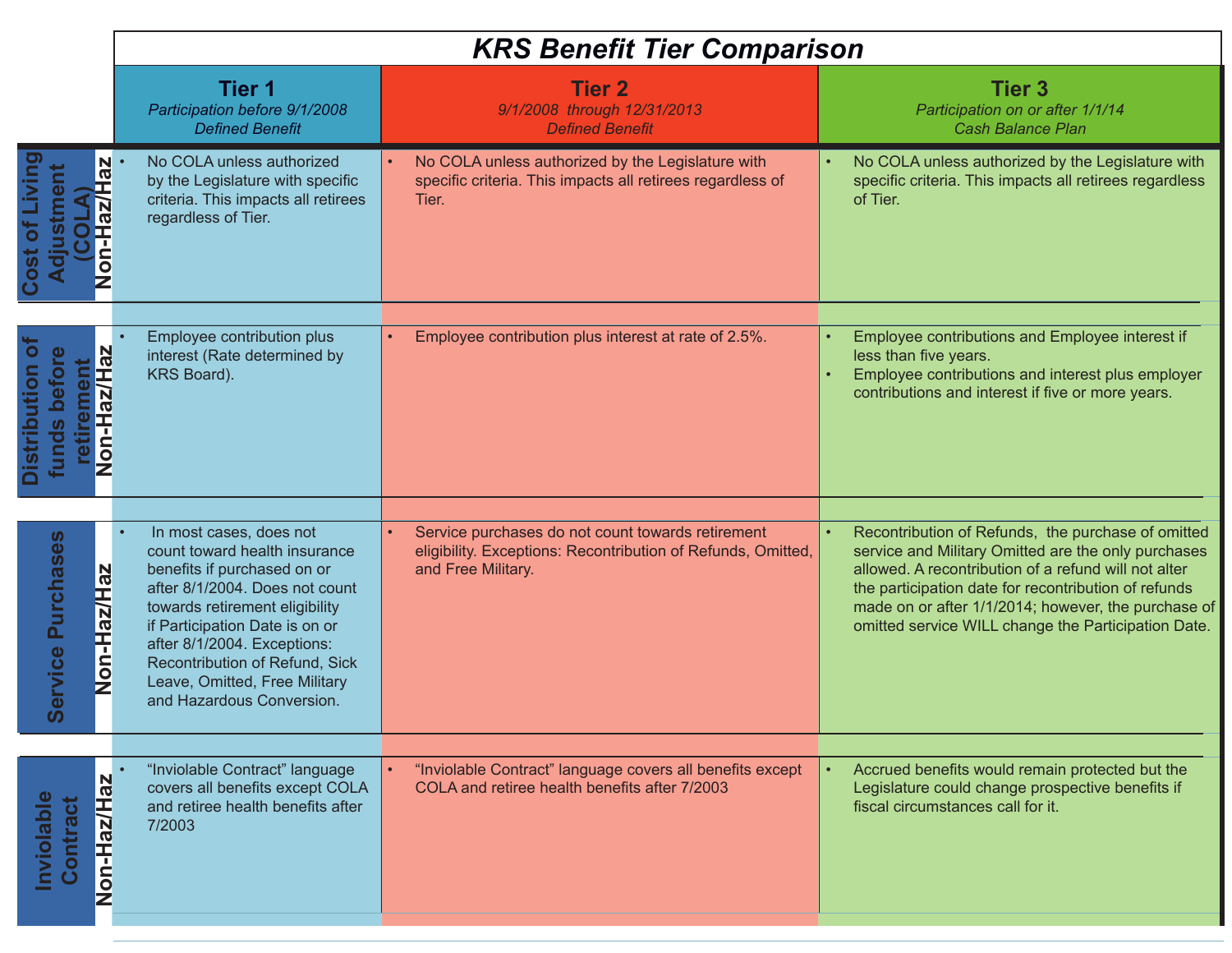# KRS Benefit Tier Comparison

| | | Tier 1<br>*Participation before 9/1/2008*<br>*Defined Benefit* | Tier 2<br>*9/1/2008 through 12/31/2013*<br>*Defined Benefit* | Tier 3<br>*Participation on or after 1/1/14*<br>*Cash Balance Plan* |
|---|---|---|---|---|
| **Cost of Living Adjustment (COLA)** | **Non-Haz/Haz** | • No COLA unless authorized by the Legislature with specific criteria. This impacts all retirees regardless of Tier. | • No COLA unless authorized by the Legislature with specific criteria. This impacts all retirees regardless of Tier. | • No COLA unless authorized by the Legislature with specific criteria. This impacts all retirees regardless of Tier. |
| **Distribution of funds before retirement** | **Non-Haz/Haz** | • Employee contribution plus interest (Rate determined by KRS Board). | • Employee contribution plus interest at rate of 2.5%. | • Employee contributions and Employee interest if less than five years.<br>• Employee contributions and interest plus employer contributions and interest if five or more years. |
| **Service Purchases** | **Non-Haz/Haz** | • In most cases, does not count toward health insurance benefits if purchased on or after 8/1/2004. Does not count towards retirement eligibility if Participation Date is on or after 8/1/2004. Exceptions: Recontribution of Refund, Sick Leave, Omitted, Free Military and Hazardous Conversion. | • Service purchases do not count towards retirement eligibility. Exceptions: Recontribution of Refunds, Omitted, and Free Military. | • Recontribution of Refunds, the purchase of omitted service and Military Omitted are the only purchases allowed. A recontribution of a refund will not alter the participation date for recontribution of refunds made on or after 1/1/2014; however, the purchase of omitted service WILL change the Participation Date. |
| **Inviolable Contract** | **Non-Haz/Haz** | • "Inviolable Contract" language covers all benefits except COLA and retiree health benefits after 7/2003 | • "Inviolable Contract" language covers all benefits except COLA and retiree health benefits after 7/2003 | • Accrued benefits would remain protected but the Legislature could change prospective benefits if fiscal circumstances call for it. |